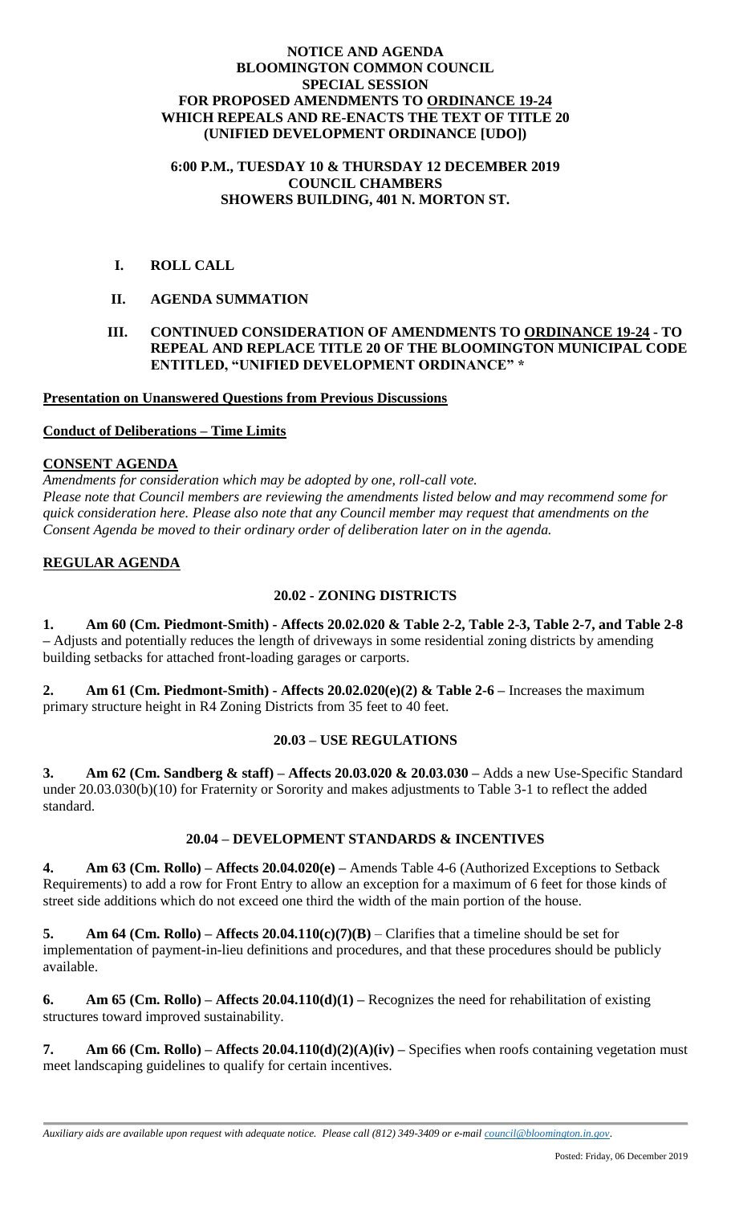# NOTICE AND AGENDA
# BLOOMINGTON COMMON COUNCIL
# SPECIAL SESSION
# FOR PROPOSED AMENDMENTS TO ORDINANCE 19-24 WHICH REPEALS AND RE-ENACTS THE TEXT OF TITLE 20 (UNIFIED DEVELOPMENT ORDINANCE [UDO])

**6:00 P.M., TUESDAY 10 & THURSDAY 12 DECEMBER 2019**
**COUNCIL CHAMBERS**
**SHOWERS BUILDING, 401 N. MORTON ST.**

## I. ROLL CALL

## II. AGENDA SUMMATION

## III. CONTINUED CONSIDERATION OF AMENDMENTS TO ORDINANCE 19-24 - TO REPEAL AND REPLACE TITLE 20 OF THE BLOOMINGTON MUNICIPAL CODE ENTITLED, "UNIFIED DEVELOPMENT ORDINANCE" *

**Presentation on Unanswered Questions from Previous Discussions**

**Conduct of Deliberations – Time Limits**

**CONSENT AGENDA**

*Amendments for consideration which may be adopted by one, roll-call vote.*
*Please note that Council members are reviewing the amendments listed below and may recommend some for quick consideration here. Please also note that any Council member may request that amendments on the Consent Agenda be moved to their ordinary order of deliberation later on in the agenda.*

**REGULAR AGENDA**

### 20.02 - ZONING DISTRICTS

**1. Am 60 (Cm. Piedmont-Smith) - Affects 20.02.020 & Table 2-2, Table 2-3, Table 2-7, and Table 2-8** – Adjusts and potentially reduces the length of driveways in some residential zoning districts by amending building setbacks for attached front-loading garages or carports.

**2. Am 61 (Cm. Piedmont-Smith) - Affects 20.02.020(e)(2) & Table 2-6** – Increases the maximum primary structure height in R4 Zoning Districts from 35 feet to 40 feet.

### 20.03 – USE REGULATIONS

**3. Am 62 (Cm. Sandberg & staff) – Affects 20.03.020 & 20.03.030** – Adds a new Use-Specific Standard under 20.03.030(b)(10) for Fraternity or Sorority and makes adjustments to Table 3-1 to reflect the added standard.

### 20.04 – DEVELOPMENT STANDARDS & INCENTIVES

**4. Am 63 (Cm. Rollo) – Affects 20.04.020(e)** – Amends Table 4-6 (Authorized Exceptions to Setback Requirements) to add a row for Front Entry to allow an exception for a maximum of 6 feet for those kinds of street side additions which do not exceed one third the width of the main portion of the house.

**5. Am 64 (Cm. Rollo) – Affects 20.04.110(c)(7)(B)** – Clarifies that a timeline should be set for implementation of payment-in-lieu definitions and procedures, and that these procedures should be publicly available.

**6. Am 65 (Cm. Rollo) – Affects 20.04.110(d)(1)** – Recognizes the need for rehabilitation of existing structures toward improved sustainability.

**7. Am 66 (Cm. Rollo) – Affects 20.04.110(d)(2)(A)(iv)** – Specifies when roofs containing vegetation must meet landscaping guidelines to qualify for certain incentives.

*Auxiliary aids are available upon request with adequate notice. Please call (812) 349-3409 or e-mail council@bloomington.in.gov.*

Posted: Friday, 06 December 2019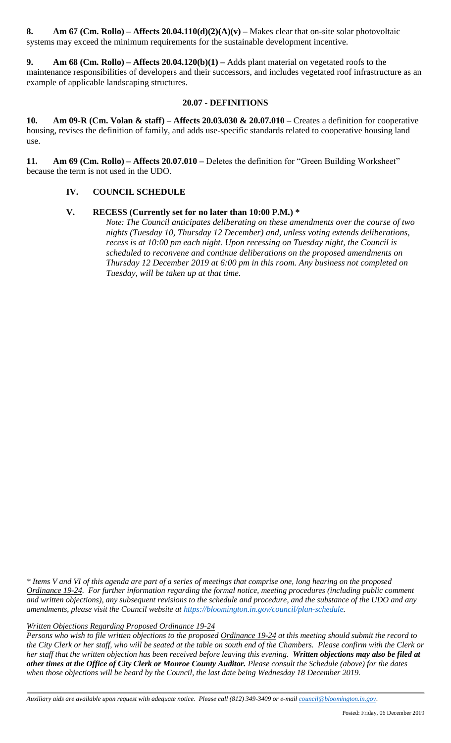**8. Am 67 (Cm. Rollo) – Affects 20.04.110(d)(2)(A)(v) –** Makes clear that on-site solar photovoltaic systems may exceed the minimum requirements for the sustainable development incentive.

**9. Am 68 (Cm. Rollo) – Affects 20.04.120(b)(1) –** Adds plant material on vegetated roofs to the maintenance responsibilities of developers and their successors, and includes vegetated roof infrastructure as an example of applicable landscaping structures.

### 20.07 - DEFINITIONS

**10. Am 09-R (Cm. Volan & staff) – Affects 20.03.030 & 20.07.010 –** Creates a definition for cooperative housing, revises the definition of family, and adds use-specific standards related to cooperative housing land use.

**11. Am 69 (Cm. Rollo) – Affects 20.07.010 –** Deletes the definition for "Green Building Worksheet" because the term is not used in the UDO.

## IV. COUNCIL SCHEDULE

## V. RECESS (Currently set for no later than 10:00 P.M.) *

*Note: The Council anticipates deliberating on these amendments over the course of two nights (Tuesday 10, Thursday 12 December) and, unless voting extends deliberations, recess is at 10:00 pm each night. Upon recessing on Tuesday night, the Council is scheduled to reconvene and continue deliberations on the proposed amendments on Thursday 12 December 2019 at 6:00 pm in this room. Any business not completed on Tuesday, will be taken up at that time.*

*\* Items V and VI of this agenda are part of a series of meetings that comprise one, long hearing on the proposed Ordinance 19-24. For further information regarding the formal notice, meeting procedures (including public comment and written objections), any subsequent revisions to the schedule and procedure, and the substance of the UDO and any amendments, please visit the Council website at https://bloomington.in.gov/council/plan-schedule.*

*Written Objections Regarding Proposed Ordinance 19-24*

*Persons who wish to file written objections to the proposed Ordinance 19-24 at this meeting should submit the record to the City Clerk or her staff, who will be seated at the table on south end of the Chambers. Please confirm with the Clerk or her staff that the written objection has been received before leaving this evening.* ***Written objections may also be filed at other times at the Office of City Clerk or Monroe County Auditor.*** *Please consult the Schedule (above) for the dates when those objections will be heard by the Council, the last date being Wednesday 18 December 2019.*

*Auxiliary aids are available upon request with adequate notice. Please call (812) 349-3409 or e-mail council@bloomington.in.gov.*

Posted: Friday, 06 December 2019